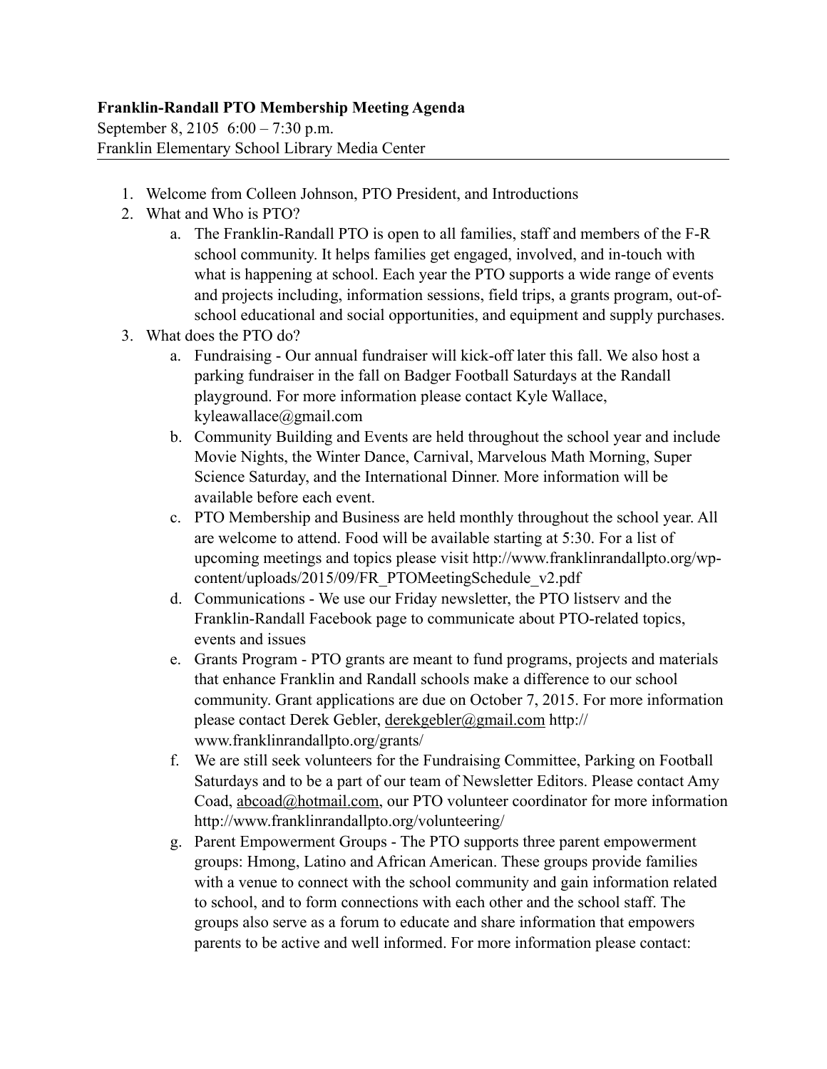**Franklin-Randall PTO Membership Meeting Agenda**

September 8, 2105 6:00 – 7:30 p.m.

Franklin Elementary School Library Media Center

---

1. Welcome from Colleen Johnson, PTO President, and Introductions
2. What and Who is PTO?
    a. The Franklin-Randall PTO is open to all families, staff and members of the F-R school community. It helps families get engaged, involved, and in-touch with what is happening at school. Each year the PTO supports a wide range of events and projects including, information sessions, field trips, a grants program, out-of-school educational and social opportunities, and equipment and supply purchases.
3. What does the PTO do?
    a. Fundraising - Our annual fundraiser will kick-off later this fall. We also host a parking fundraiser in the fall on Badger Football Saturdays at the Randall playground. For more information please contact Kyle Wallace, kyleawallace@gmail.com
    b. Community Building and Events are held throughout the school year and include Movie Nights, the Winter Dance, Carnival, Marvelous Math Morning, Super Science Saturday, and the International Dinner. More information will be available before each event.
    c. PTO Membership and Business are held monthly throughout the school year. All are welcome to attend. Food will be available starting at 5:30. For a list of upcoming meetings and topics please visit http://www.franklinrandallpto.org/wp-content/uploads/2015/09/FR_PTOMeetingSchedule_v2.pdf
    d. Communications - We use our Friday newsletter, the PTO listserv and the Franklin-Randall Facebook page to communicate about PTO-related topics, events and issues
    e. Grants Program - PTO grants are meant to fund programs, projects and materials that enhance Franklin and Randall schools make a difference to our school community. Grant applications are due on October 7, 2015. For more information please contact Derek Gebler, derekgebler@gmail.com http://www.franklinrandallpto.org/grants/
    f. We are still seek volunteers for the Fundraising Committee, Parking on Football Saturdays and to be a part of our team of Newsletter Editors. Please contact Amy Coad, abcoad@hotmail.com, our PTO volunteer coordinator for more information http://www.franklinrandallpto.org/volunteering/
    g. Parent Empowerment Groups - The PTO supports three parent empowerment groups: Hmong, Latino and African American. These groups provide families with a venue to connect with the school community and gain information related to school, and to form connections with each other and the school staff. The groups also serve as a forum to educate and share information that empowers parents to be active and well informed. For more information please contact: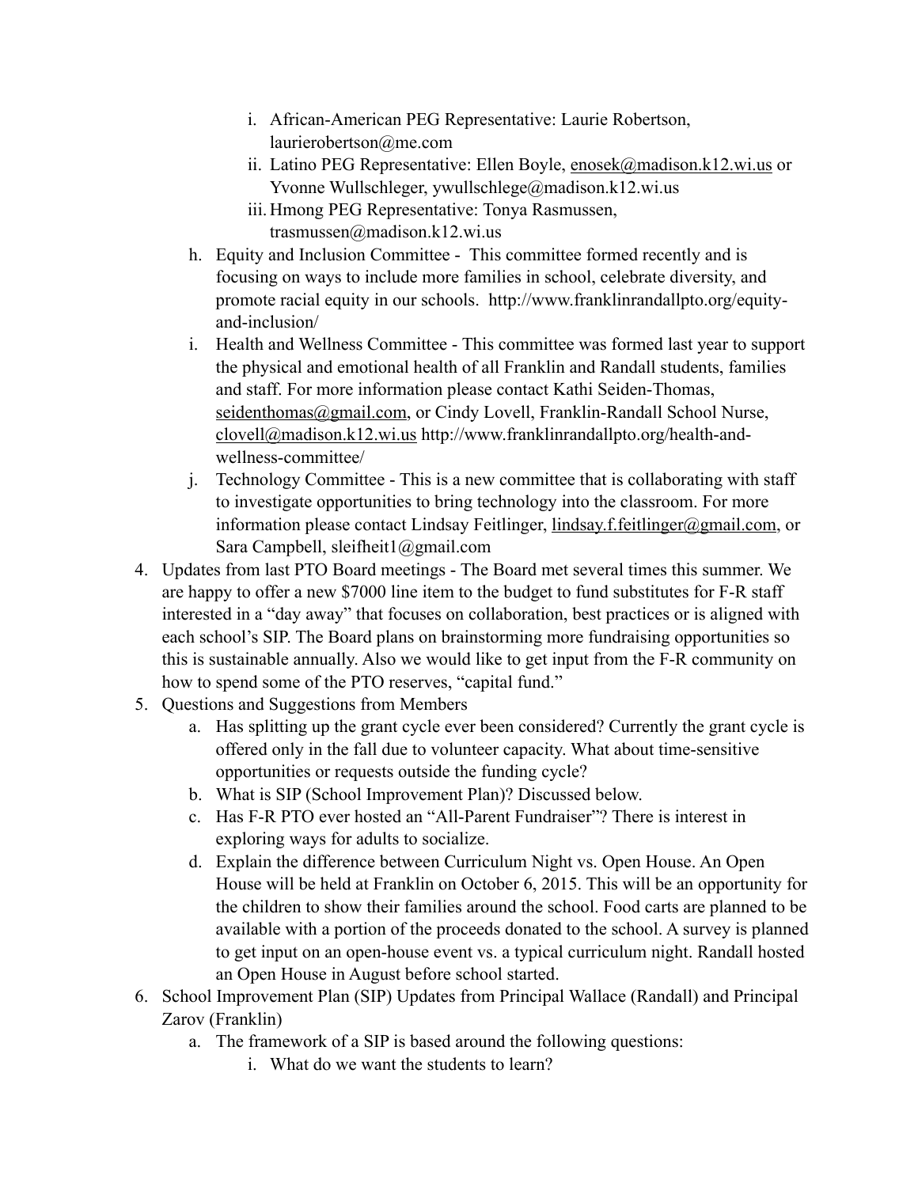i. African-American PEG Representative: Laurie Robertson, laurierobertson@me.com
  ii. Latino PEG Representative: Ellen Boyle, enosek@madison.k12.wi.us or Yvonne Wullschleger, ywullschlege@madison.k12.wi.us
  iii. Hmong PEG Representative: Tonya Rasmussen, trasmussen@madison.k12.wi.us

h. Equity and Inclusion Committee - This committee formed recently and is focusing on ways to include more families in school, celebrate diversity, and promote racial equity in our schools. http://www.franklinrandallpto.org/equity-and-inclusion/

i. Health and Wellness Committee - This committee was formed last year to support the physical and emotional health of all Franklin and Randall students, families and staff. For more information please contact Kathi Seiden-Thomas, seidenthomas@gmail.com, or Cindy Lovell, Franklin-Randall School Nurse, clovell@madison.k12.wi.us http://www.franklinrandallpto.org/health-and-wellness-committee/

j. Technology Committee - This is a new committee that is collaborating with staff to investigate opportunities to bring technology into the classroom. For more information please contact Lindsay Feitlinger, lindsay.f.feitlinger@gmail.com, or Sara Campbell, sleifheit1@gmail.com

4. Updates from last PTO Board meetings - The Board met several times this summer. We are happy to offer a new $7000 line item to the budget to fund substitutes for F-R staff interested in a "day away" that focuses on collaboration, best practices or is aligned with each school's SIP. The Board plans on brainstorming more fundraising opportunities so this is sustainable annually. Also we would like to get input from the F-R community on how to spend some of the PTO reserves, "capital fund."

5. Questions and Suggestions from Members
   a. Has splitting up the grant cycle ever been considered? Currently the grant cycle is offered only in the fall due to volunteer capacity. What about time-sensitive opportunities or requests outside the funding cycle?
   b. What is SIP (School Improvement Plan)? Discussed below.
   c. Has F-R PTO ever hosted an "All-Parent Fundraiser"? There is interest in exploring ways for adults to socialize.
   d. Explain the difference between Curriculum Night vs. Open House. An Open House will be held at Franklin on October 6, 2015. This will be an opportunity for the children to show their families around the school. Food carts are planned to be available with a portion of the proceeds donated to the school. A survey is planned to get input on an open-house event vs. a typical curriculum night. Randall hosted an Open House in August before school started.

6. School Improvement Plan (SIP) Updates from Principal Wallace (Randall) and Principal Zarov (Franklin)
   a. The framework of a SIP is based around the following questions:
      i. What do we want the students to learn?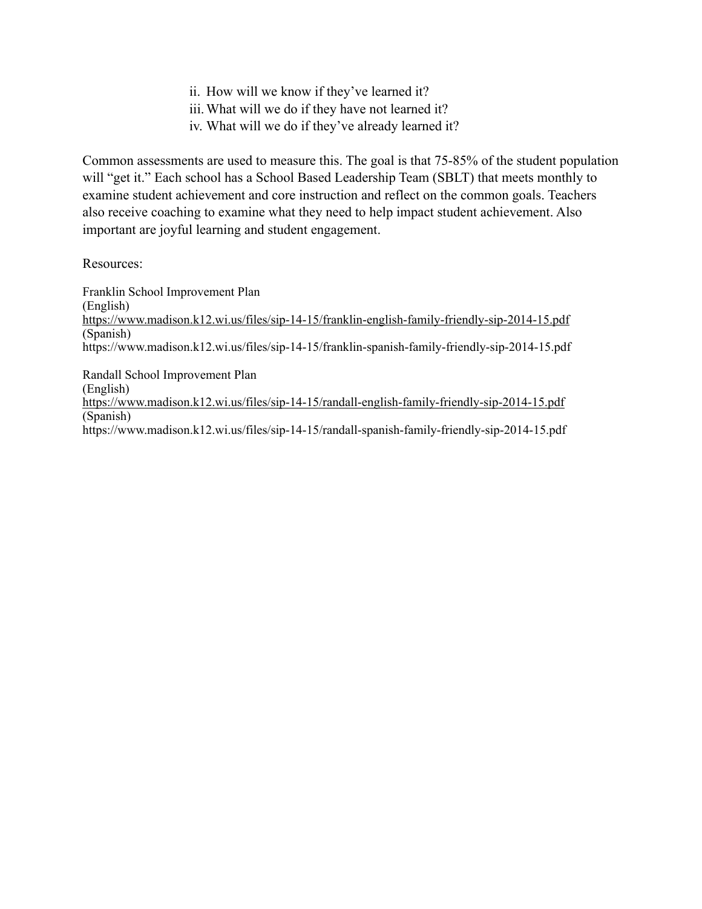ii. How will we know if they've learned it?
iii. What will we do if they have not learned it?
iv. What will we do if they've already learned it?

Common assessments are used to measure this. The goal is that 75-85% of the student population will "get it." Each school has a School Based Leadership Team (SBLT) that meets monthly to examine student achievement and core instruction and reflect on the common goals. Teachers also receive coaching to examine what they need to help impact student achievement. Also important are joyful learning and student engagement.

Resources:

Franklin School Improvement Plan
(English)
https://www.madison.k12.wi.us/files/sip-14-15/franklin-english-family-friendly-sip-2014-15.pdf
(Spanish)
https://www.madison.k12.wi.us/files/sip-14-15/franklin-spanish-family-friendly-sip-2014-15.pdf

Randall School Improvement Plan
(English)
https://www.madison.k12.wi.us/files/sip-14-15/randall-english-family-friendly-sip-2014-15.pdf
(Spanish)
https://www.madison.k12.wi.us/files/sip-14-15/randall-spanish-family-friendly-sip-2014-15.pdf